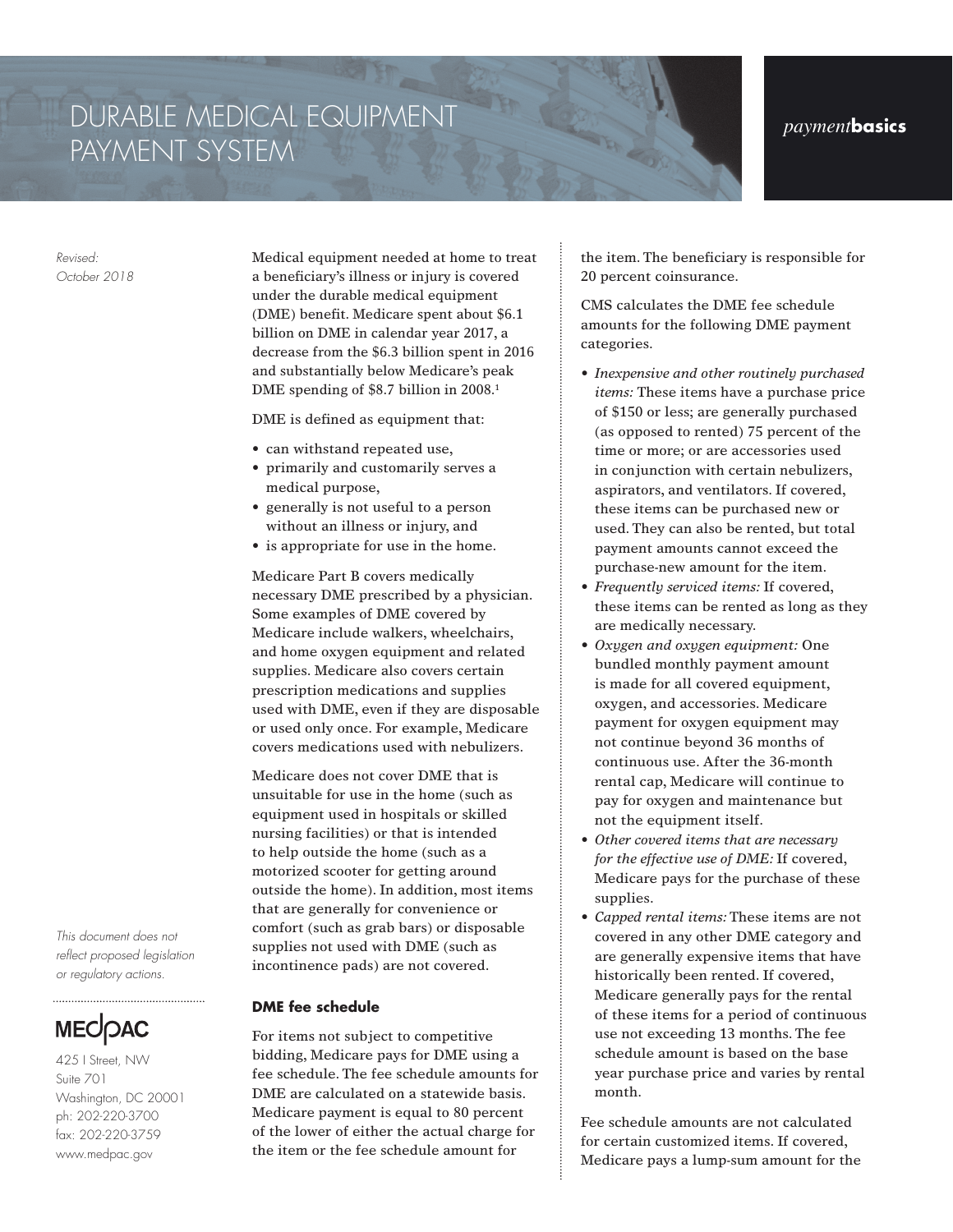# DURABLE MEDICAL EQUIPMENT PAYMENT SYSTEM

*payment***basics**

*Revised: October 2018*

Medical equipment needed at home to treat a beneficiary's illness or injury is covered under the durable medical equipment (DME) benefit. Medicare spent about $6.1 billion on DME in calendar year 2017, a decrease from the $6.3 billion spent in 2016 and substantially below Medicare's peak DME spending of $8.7 billion in 2008.[1]

DME is defined as equipment that:

- can withstand repeated use,
- primarily and customarily serves a medical purpose,
- generally is not useful to a person without an illness or injury, and
- is appropriate for use in the home.

Medicare Part B covers medically necessary DME prescribed by a physician. Some examples of DME covered by Medicare include walkers, wheelchairs, and home oxygen equipment and related supplies. Medicare also covers certain prescription medications and supplies used with DME, even if they are disposable or used only once. For example, Medicare covers medications used with nebulizers.

Medicare does not cover DME that is unsuitable for use in the home (such as equipment used in hospitals or skilled nursing facilities) or that is intended to help outside the home (such as a motorized scooter for getting around outside the home). In addition, most items that are generally for convenience or comfort (such as grab bars) or disposable supplies not used with DME (such as incontinence pads) are not covered.

### DME fee schedule

For items not subject to competitive bidding, Medicare pays for DME using a fee schedule. The fee schedule amounts for DME are calculated on a statewide basis. Medicare payment is equal to 80 percent of the lower of either the actual charge for the item or the fee schedule amount for the item. The beneficiary is responsible for 20 percent coinsurance.

CMS calculates the DME fee schedule amounts for the following DME payment categories.

- *Inexpensive and other routinely purchased items:* These items have a purchase price of $150 or less; are generally purchased (as opposed to rented) 75 percent of the time or more; or are accessories used in conjunction with certain nebulizers, aspirators, and ventilators. If covered, these items can be purchased new or used. They can also be rented, but total payment amounts cannot exceed the purchase-new amount for the item.
- *Frequently serviced items:* If covered, these items can be rented as long as they are medically necessary.
- *Oxygen and oxygen equipment:* One bundled monthly payment amount is made for all covered equipment, oxygen, and accessories. Medicare payment for oxygen equipment may not continue beyond 36 months of continuous use. After the 36-month rental cap, Medicare will continue to pay for oxygen and maintenance but not the equipment itself.
- *Other covered items that are necessary for the effective use of DME:* If covered, Medicare pays for the purchase of these supplies.
- *Capped rental items:* These items are not covered in any other DME category and are generally expensive items that have historically been rented. If covered, Medicare generally pays for the rental of these items for a period of continuous use not exceeding 13 months. The fee schedule amount is based on the base year purchase price and varies by rental month.

Fee schedule amounts are not calculated for certain customized items. If covered, Medicare pays a lump-sum amount for the

*This document does not reflect proposed legislation or regulatory actions.*

MEDPAC

425 I Street, NW
Suite 701
Washington, DC 20001
ph: 202-220-3700
fax: 202-220-3759
www.medpac.gov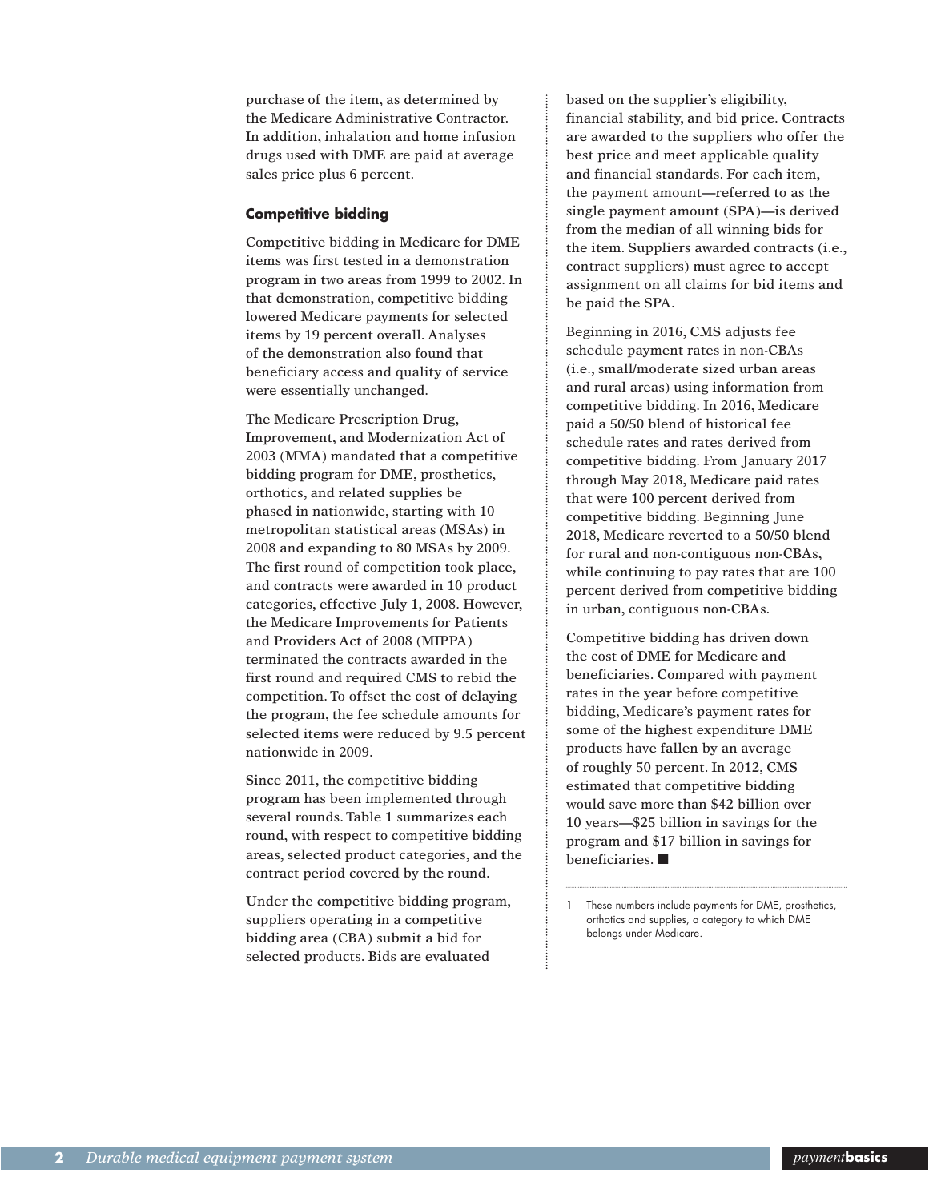purchase of the item, as determined by the Medicare Administrative Contractor. In addition, inhalation and home infusion drugs used with DME are paid at average sales price plus 6 percent.

### Competitive bidding

Competitive bidding in Medicare for DME items was first tested in a demonstration program in two areas from 1999 to 2002. In that demonstration, competitive bidding lowered Medicare payments for selected items by 19 percent overall. Analyses of the demonstration also found that beneficiary access and quality of service were essentially unchanged.

The Medicare Prescription Drug, Improvement, and Modernization Act of 2003 (MMA) mandated that a competitive bidding program for DME, prosthetics, orthotics, and related supplies be phased in nationwide, starting with 10 metropolitan statistical areas (MSAs) in 2008 and expanding to 80 MSAs by 2009. The first round of competition took place, and contracts were awarded in 10 product categories, effective July 1, 2008. However, the Medicare Improvements for Patients and Providers Act of 2008 (MIPPA) terminated the contracts awarded in the first round and required CMS to rebid the competition. To offset the cost of delaying the program, the fee schedule amounts for selected items were reduced by 9.5 percent nationwide in 2009.

Since 2011, the competitive bidding program has been implemented through several rounds. Table 1 summarizes each round, with respect to competitive bidding areas, selected product categories, and the contract period covered by the round.

Under the competitive bidding program, suppliers operating in a competitive bidding area (CBA) submit a bid for selected products. Bids are evaluated based on the supplier's eligibility, financial stability, and bid price. Contracts are awarded to the suppliers who offer the best price and meet applicable quality and financial standards. For each item, the payment amount—referred to as the single payment amount (SPA)—is derived from the median of all winning bids for the item. Suppliers awarded contracts (i.e., contract suppliers) must agree to accept assignment on all claims for bid items and be paid the SPA.

Beginning in 2016, CMS adjusts fee schedule payment rates in non-CBAs (i.e., small/moderate sized urban areas and rural areas) using information from competitive bidding. In 2016, Medicare paid a 50/50 blend of historical fee schedule rates and rates derived from competitive bidding. From January 2017 through May 2018, Medicare paid rates that were 100 percent derived from competitive bidding. Beginning June 2018, Medicare reverted to a 50/50 blend for rural and non-contiguous non-CBAs, while continuing to pay rates that are 100 percent derived from competitive bidding in urban, contiguous non-CBAs.

Competitive bidding has driven down the cost of DME for Medicare and beneficiaries. Compared with payment rates in the year before competitive bidding, Medicare's payment rates for some of the highest expenditure DME products have fallen by an average of roughly 50 percent. In 2012, CMS estimated that competitive bidding would save more than $42 billion over 10 years—$25 billion in savings for the program and $17 billion in savings for beneficiaries. ■

---

1 These numbers include payments for DME, prosthetics, orthotics and supplies, a category to which DME belongs under Medicare.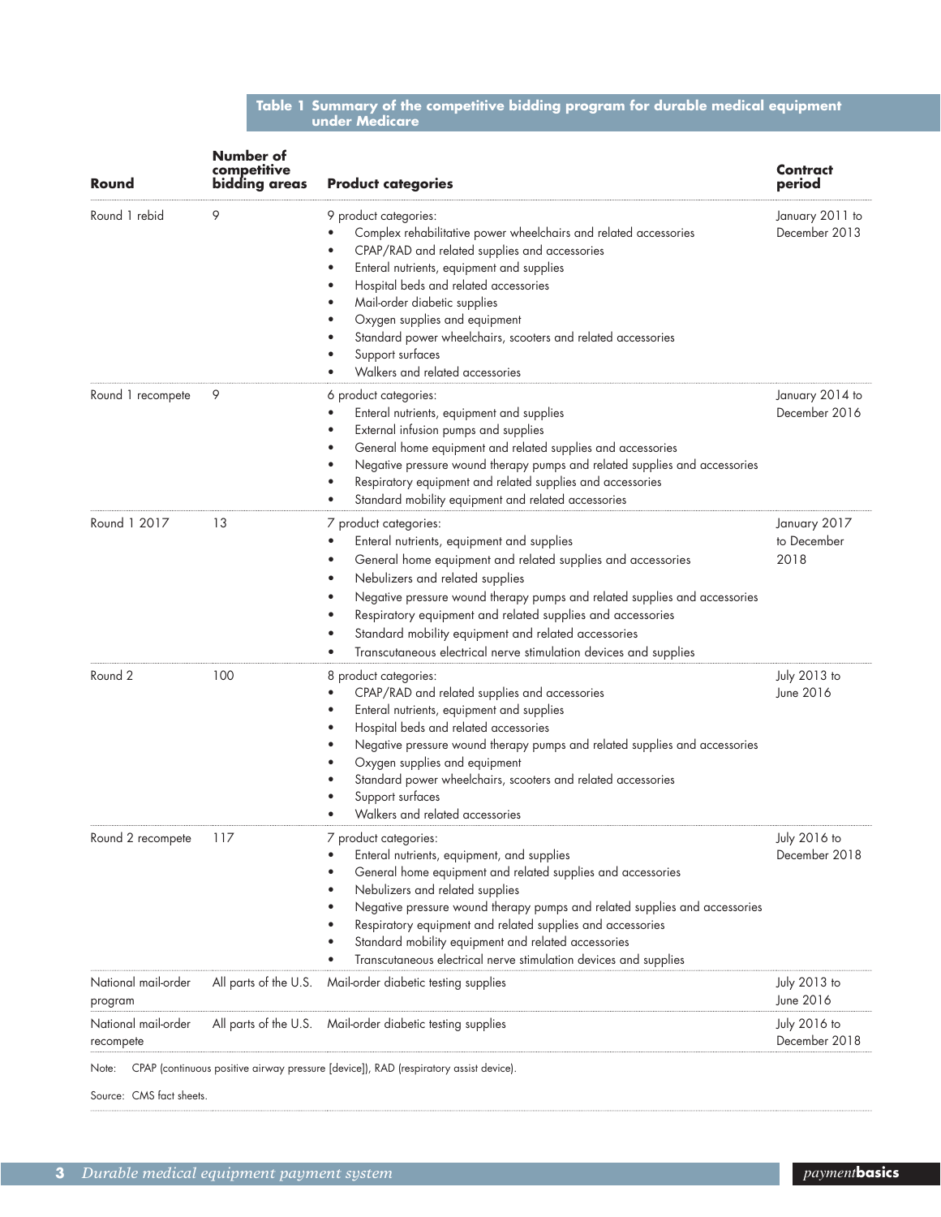**Table 1 Summary of the competitive bidding program for durable medical equipment under Medicare**

| Round | Number of competitive bidding areas | Product categories | Contract period |
|---|---|---|---|
| Round 1 rebid | 9 | 9 product categories:<br>• Complex rehabilitative power wheelchairs and related accessories<br>• CPAP/RAD and related supplies and accessories<br>• Enteral nutrients, equipment and supplies<br>• Hospital beds and related accessories<br>• Mail-order diabetic supplies<br>• Oxygen supplies and equipment<br>• Standard power wheelchairs, scooters and related accessories<br>• Support surfaces<br>• Walkers and related accessories | January 2011 to December 2013 |
| Round 1 recompete | 9 | 6 product categories:<br>• Enteral nutrients, equipment and supplies<br>• External infusion pumps and supplies<br>• General home equipment and related supplies and accessories<br>• Negative pressure wound therapy pumps and related supplies and accessories<br>• Respiratory equipment and related supplies and accessories<br>• Standard mobility equipment and related accessories | January 2014 to December 2016 |
| Round 1 2017 | 13 | 7 product categories:<br>• Enteral nutrients, equipment and supplies<br>• General home equipment and related supplies and accessories<br>• Nebulizers and related supplies<br>• Negative pressure wound therapy pumps and related supplies and accessories<br>• Respiratory equipment and related supplies and accessories<br>• Standard mobility equipment and related accessories<br>• Transcutaneous electrical nerve stimulation devices and supplies | January 2017 to December 2018 |
| Round 2 | 100 | 8 product categories:<br>• CPAP/RAD and related supplies and accessories<br>• Enteral nutrients, equipment and supplies<br>• Hospital beds and related accessories<br>• Negative pressure wound therapy pumps and related supplies and accessories<br>• Oxygen supplies and equipment<br>• Standard power wheelchairs, scooters and related accessories<br>• Support surfaces<br>• Walkers and related accessories | July 2013 to June 2016 |
| Round 2 recompete | 117 | 7 product categories:<br>• Enteral nutrients, equipment, and supplies<br>• General home equipment and related supplies and accessories<br>• Nebulizers and related supplies<br>• Negative pressure wound therapy pumps and related supplies and accessories<br>• Respiratory equipment and related supplies and accessories<br>• Standard mobility equipment and related accessories<br>• Transcutaneous electrical nerve stimulation devices and supplies | July 2016 to December 2018 |
| National mail-order program | All parts of the U.S. | Mail-order diabetic testing supplies | July 2013 to June 2016 |
| National mail-order recompete | All parts of the U.S. | Mail-order diabetic testing supplies | July 2016 to December 2018 |

Note: CPAP (continuous positive airway pressure [device]), RAD (respiratory assist device).

Source: CMS fact sheets.